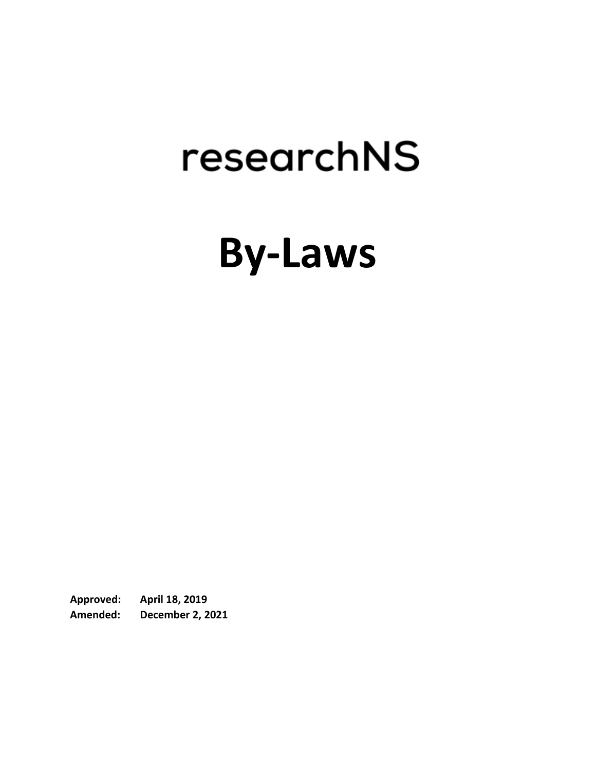# researchNS

# By-Laws

**Approved:** **April 18, 2019**
**Amended:** **December 2, 2021**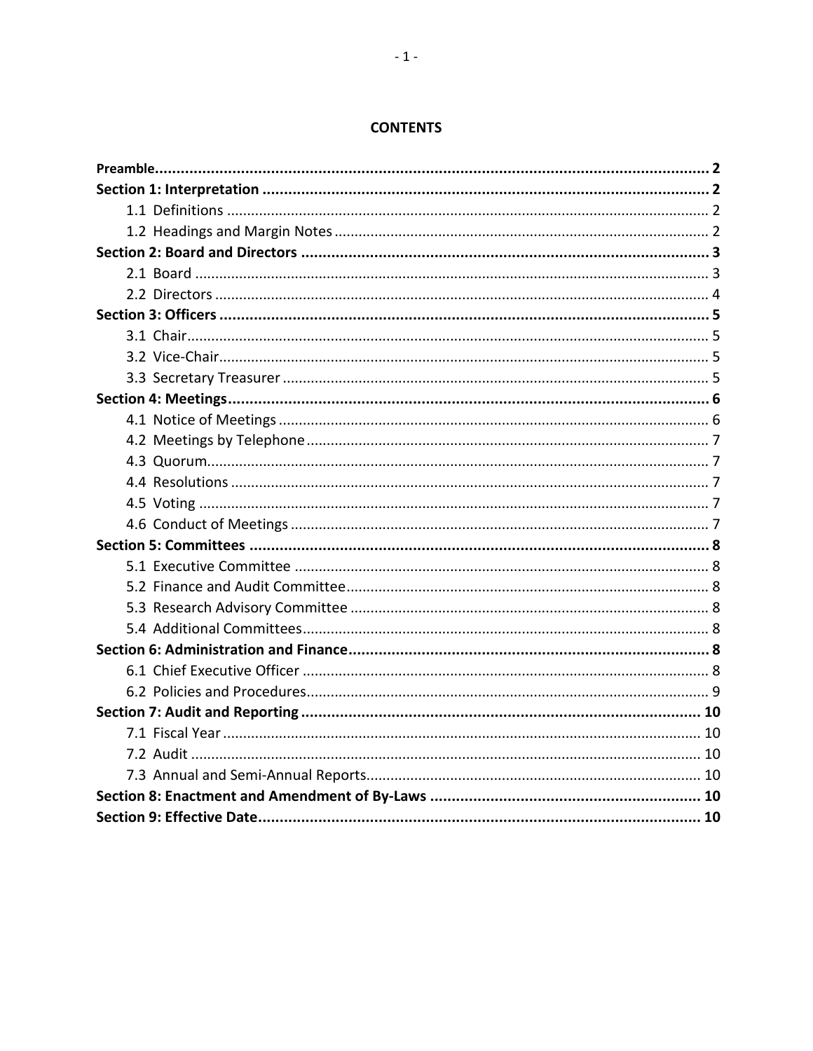## CONTENTS

| | |
|---|---|
| **Preamble** | **2** |
| **Section 1: Interpretation** | **2** |
| 1.1 Definitions | 2 |
| 1.2 Headings and Margin Notes | 2 |
| **Section 2: Board and Directors** | **3** |
| 2.1 Board | 3 |
| 2.2 Directors | 4 |
| **Section 3: Officers** | **5** |
| 3.1 Chair | 5 |
| 3.2 Vice-Chair | 5 |
| 3.3 Secretary Treasurer | 5 |
| **Section 4: Meetings** | **6** |
| 4.1 Notice of Meetings | 6 |
| 4.2 Meetings by Telephone | 7 |
| 4.3 Quorum | 7 |
| 4.4 Resolutions | 7 |
| 4.5 Voting | 7 |
| 4.6 Conduct of Meetings | 7 |
| **Section 5: Committees** | **8** |
| 5.1 Executive Committee | 8 |
| 5.2 Finance and Audit Committee | 8 |
| 5.3 Research Advisory Committee | 8 |
| 5.4 Additional Committees | 8 |
| **Section 6: Administration and Finance** | **8** |
| 6.1 Chief Executive Officer | 8 |
| 6.2 Policies and Procedures | 9 |
| **Section 7: Audit and Reporting** | **10** |
| 7.1 Fiscal Year | 10 |
| 7.2 Audit | 10 |
| 7.3 Annual and Semi-Annual Reports | 10 |
| **Section 8: Enactment and Amendment of By-Laws** | **10** |
| **Section 9: Effective Date** | **10** |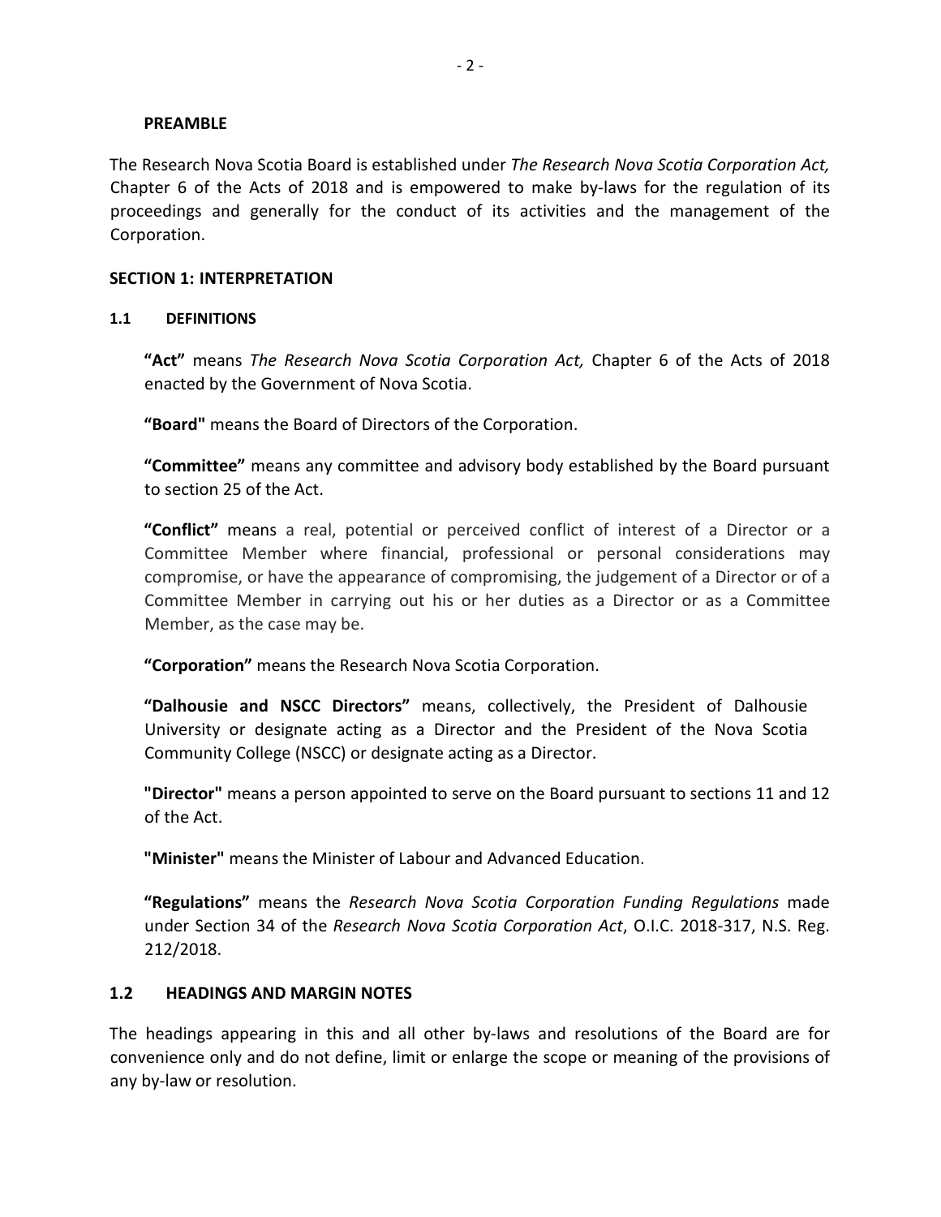### PREAMBLE

The Research Nova Scotia Board is established under *The Research Nova Scotia Corporation Act,* Chapter 6 of the Acts of 2018 and is empowered to make by-laws for the regulation of its proceedings and generally for the conduct of its activities and the management of the Corporation.

## SECTION 1: INTERPRETATION

### 1.1 DEFINITIONS

**"Act"** means *The Research Nova Scotia Corporation Act,* Chapter 6 of the Acts of 2018 enacted by the Government of Nova Scotia.

**"Board"** means the Board of Directors of the Corporation.

**"Committee"** means any committee and advisory body established by the Board pursuant to section 25 of the Act.

**"Conflict"** means a real, potential or perceived conflict of interest of a Director or a Committee Member where financial, professional or personal considerations may compromise, or have the appearance of compromising, the judgement of a Director or of a Committee Member in carrying out his or her duties as a Director or as a Committee Member, as the case may be.

**"Corporation"** means the Research Nova Scotia Corporation.

**"Dalhousie and NSCC Directors"** means, collectively, the President of Dalhousie University or designate acting as a Director and the President of the Nova Scotia Community College (NSCC) or designate acting as a Director.

**"Director"** means a person appointed to serve on the Board pursuant to sections 11 and 12 of the Act.

**"Minister"** means the Minister of Labour and Advanced Education.

**"Regulations"** means the *Research Nova Scotia Corporation Funding Regulations* made under Section 34 of the *Research Nova Scotia Corporation Act*, O.I.C. 2018-317, N.S. Reg. 212/2018.

### 1.2 HEADINGS AND MARGIN NOTES

The headings appearing in this and all other by-laws and resolutions of the Board are for convenience only and do not define, limit or enlarge the scope or meaning of the provisions of any by-law or resolution.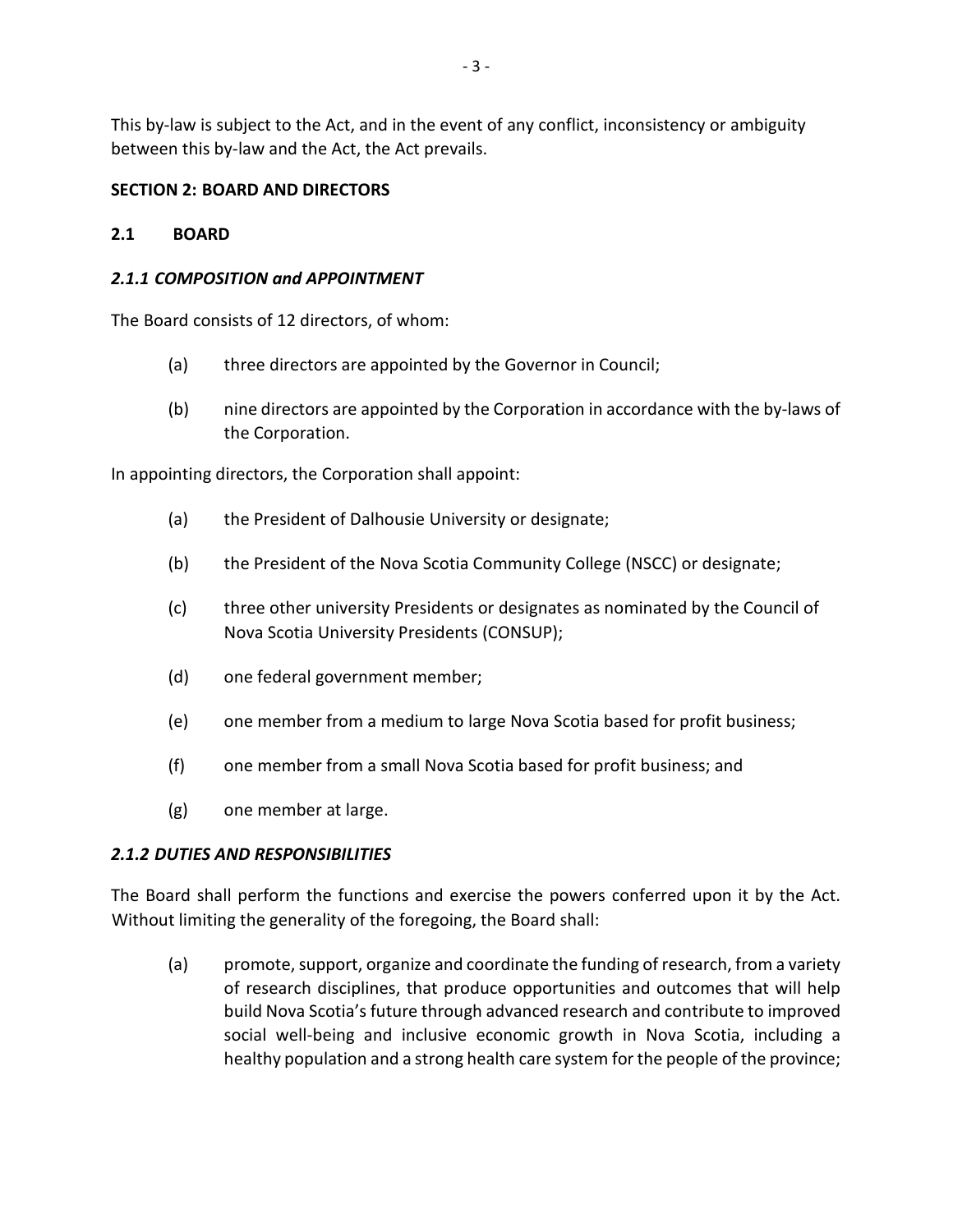This by-law is subject to the Act, and in the event of any conflict, inconsistency or ambiguity between this by-law and the Act, the Act prevails.

## SECTION 2: BOARD AND DIRECTORS

### 2.1 BOARD

#### *2.1.1 COMPOSITION and APPOINTMENT*

The Board consists of 12 directors, of whom:

(a) three directors are appointed by the Governor in Council;

(b) nine directors are appointed by the Corporation in accordance with the by-laws of the Corporation.

In appointing directors, the Corporation shall appoint:

(a) the President of Dalhousie University or designate;

(b) the President of the Nova Scotia Community College (NSCC) or designate;

(c) three other university Presidents or designates as nominated by the Council of Nova Scotia University Presidents (CONSUP);

(d) one federal government member;

(e) one member from a medium to large Nova Scotia based for profit business;

(f) one member from a small Nova Scotia based for profit business; and

(g) one member at large.

#### *2.1.2 DUTIES AND RESPONSIBILITIES*

The Board shall perform the functions and exercise the powers conferred upon it by the Act. Without limiting the generality of the foregoing, the Board shall:

(a) promote, support, organize and coordinate the funding of research, from a variety of research disciplines, that produce opportunities and outcomes that will help build Nova Scotia's future through advanced research and contribute to improved social well-being and inclusive economic growth in Nova Scotia, including a healthy population and a strong health care system for the people of the province;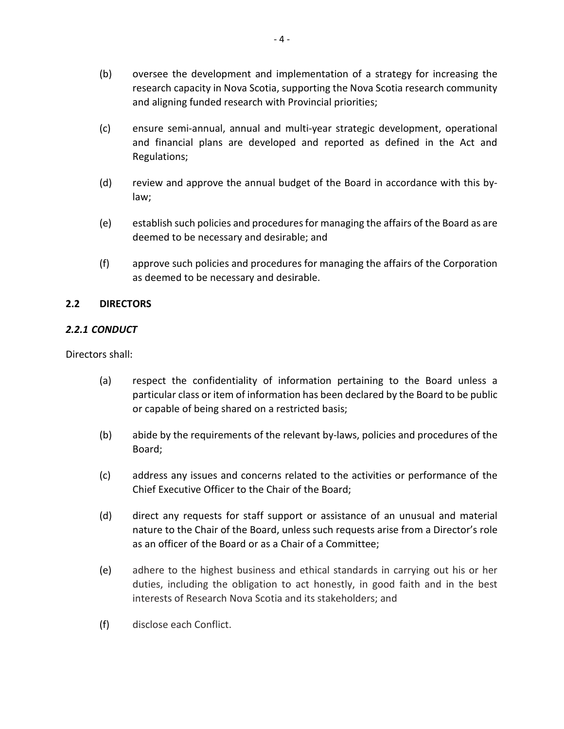(b) oversee the development and implementation of a strategy for increasing the research capacity in Nova Scotia, supporting the Nova Scotia research community and aligning funded research with Provincial priorities;

(c) ensure semi-annual, annual and multi-year strategic development, operational and financial plans are developed and reported as defined in the Act and Regulations;

(d) review and approve the annual budget of the Board in accordance with this by-law;

(e) establish such policies and procedures for managing the affairs of the Board as are deemed to be necessary and desirable; and

(f) approve such policies and procedures for managing the affairs of the Corporation as deemed to be necessary and desirable.

## 2.2 DIRECTORS

### *2.2.1 CONDUCT*

Directors shall:

(a) respect the confidentiality of information pertaining to the Board unless a particular class or item of information has been declared by the Board to be public or capable of being shared on a restricted basis;

(b) abide by the requirements of the relevant by-laws, policies and procedures of the Board;

(c) address any issues and concerns related to the activities or performance of the Chief Executive Officer to the Chair of the Board;

(d) direct any requests for staff support or assistance of an unusual and material nature to the Chair of the Board, unless such requests arise from a Director's role as an officer of the Board or as a Chair of a Committee;

(e) adhere to the highest business and ethical standards in carrying out his or her duties, including the obligation to act honestly, in good faith and in the best interests of Research Nova Scotia and its stakeholders; and

(f) disclose each Conflict.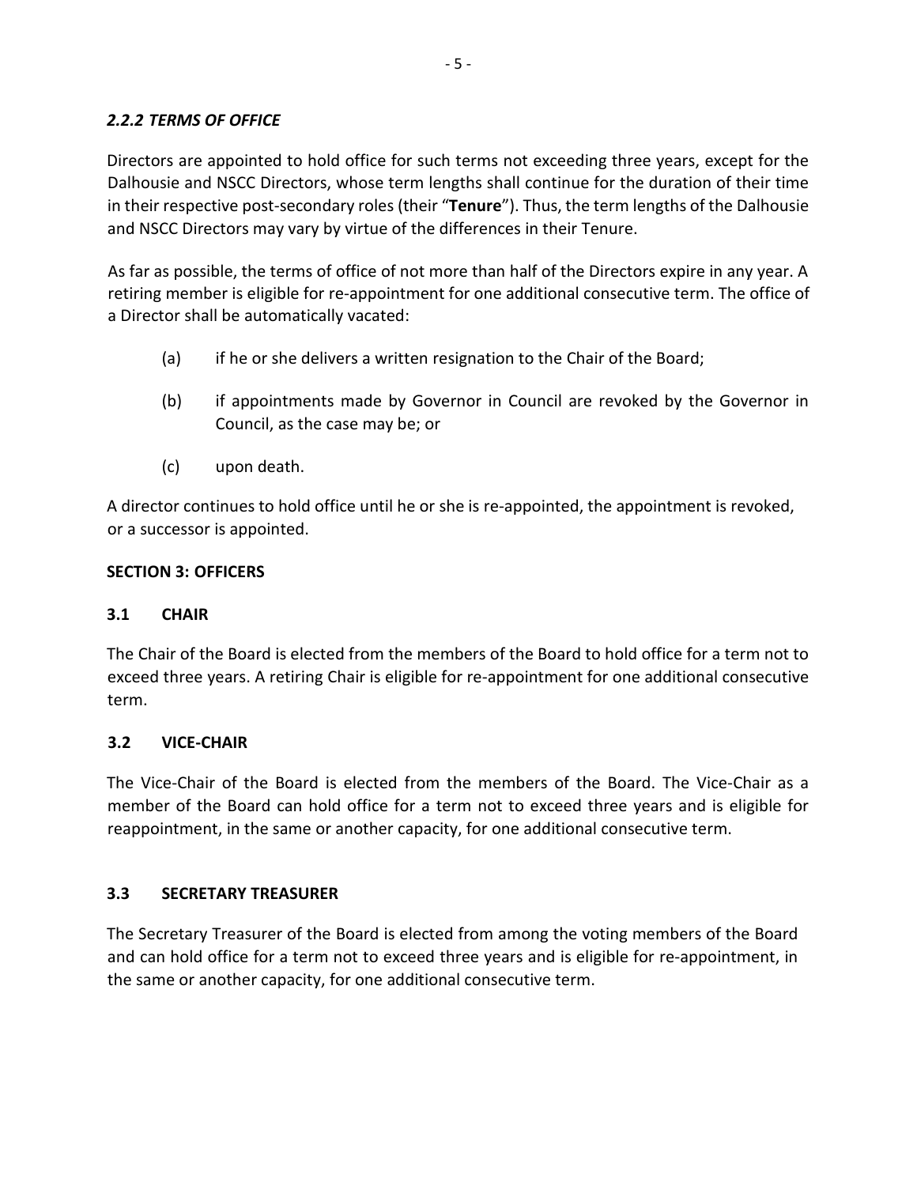### *2.2.2 TERMS OF OFFICE*

Directors are appointed to hold office for such terms not exceeding three years, except for the Dalhousie and NSCC Directors, whose term lengths shall continue for the duration of their time in their respective post-secondary roles (their "**Tenure**"). Thus, the term lengths of the Dalhousie and NSCC Directors may vary by virtue of the differences in their Tenure.

As far as possible, the terms of office of not more than half of the Directors expire in any year. A retiring member is eligible for re-appointment for one additional consecutive term. The office of a Director shall be automatically vacated:

(a) if he or she delivers a written resignation to the Chair of the Board;

(b) if appointments made by Governor in Council are revoked by the Governor in Council, as the case may be; or

(c) upon death.

A director continues to hold office until he or she is re-appointed, the appointment is revoked, or a successor is appointed.

## SECTION 3: OFFICERS

### 3.1 CHAIR

The Chair of the Board is elected from the members of the Board to hold office for a term not to exceed three years. A retiring Chair is eligible for re-appointment for one additional consecutive term.

### 3.2 VICE-CHAIR

The Vice-Chair of the Board is elected from the members of the Board. The Vice-Chair as a member of the Board can hold office for a term not to exceed three years and is eligible for reappointment, in the same or another capacity, for one additional consecutive term.

### 3.3 SECRETARY TREASURER

The Secretary Treasurer of the Board is elected from among the voting members of the Board and can hold office for a term not to exceed three years and is eligible for re-appointment, in the same or another capacity, for one additional consecutive term.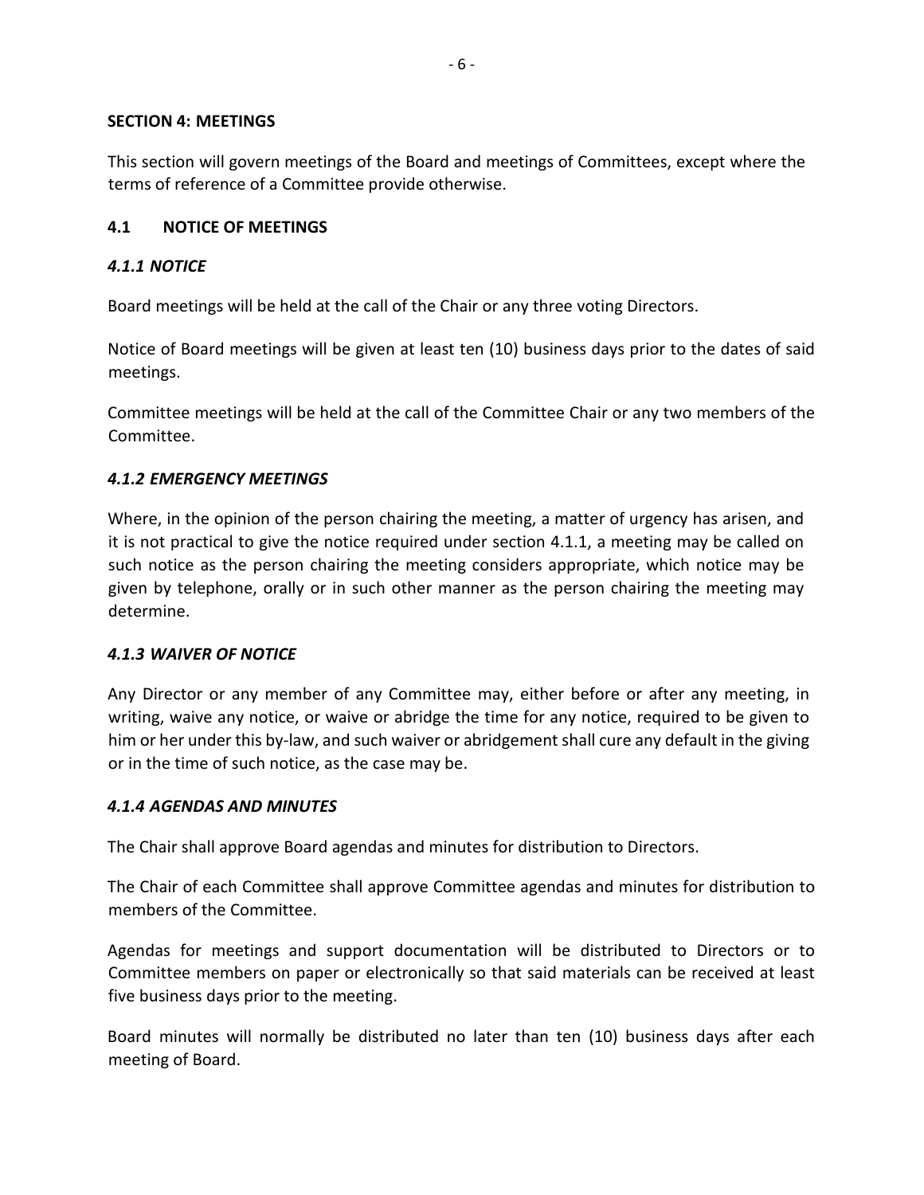## SECTION 4: MEETINGS

This section will govern meetings of the Board and meetings of Committees, except where the terms of reference of a Committee provide otherwise.

### 4.1 NOTICE OF MEETINGS

#### *4.1.1 NOTICE*

Board meetings will be held at the call of the Chair or any three voting Directors.

Notice of Board meetings will be given at least ten (10) business days prior to the dates of said meetings.

Committee meetings will be held at the call of the Committee Chair or any two members of the Committee.

#### *4.1.2 EMERGENCY MEETINGS*

Where, in the opinion of the person chairing the meeting, a matter of urgency has arisen, and it is not practical to give the notice required under section 4.1.1, a meeting may be called on such notice as the person chairing the meeting considers appropriate, which notice may be given by telephone, orally or in such other manner as the person chairing the meeting may determine.

#### *4.1.3 WAIVER OF NOTICE*

Any Director or any member of any Committee may, either before or after any meeting, in writing, waive any notice, or waive or abridge the time for any notice, required to be given to him or her under this by-law, and such waiver or abridgement shall cure any default in the giving or in the time of such notice, as the case may be.

#### *4.1.4 AGENDAS AND MINUTES*

The Chair shall approve Board agendas and minutes for distribution to Directors.

The Chair of each Committee shall approve Committee agendas and minutes for distribution to members of the Committee.

Agendas for meetings and support documentation will be distributed to Directors or to Committee members on paper or electronically so that said materials can be received at least five business days prior to the meeting.

Board minutes will normally be distributed no later than ten (10) business days after each meeting of Board.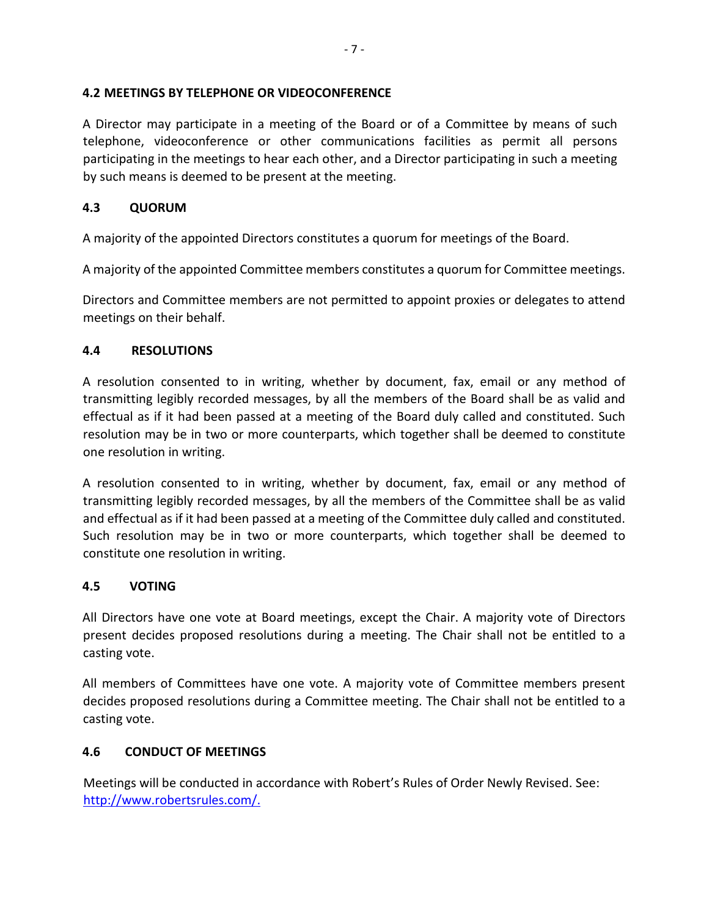## 4.2 MEETINGS BY TELEPHONE OR VIDEOCONFERENCE

A Director may participate in a meeting of the Board or of a Committee by means of such telephone, videoconference or other communications facilities as permit all persons participating in the meetings to hear each other, and a Director participating in such a meeting by such means is deemed to be present at the meeting.

## 4.3 QUORUM

A majority of the appointed Directors constitutes a quorum for meetings of the Board.

A majority of the appointed Committee members constitutes a quorum for Committee meetings.

Directors and Committee members are not permitted to appoint proxies or delegates to attend meetings on their behalf.

## 4.4 RESOLUTIONS

A resolution consented to in writing, whether by document, fax, email or any method of transmitting legibly recorded messages, by all the members of the Board shall be as valid and effectual as if it had been passed at a meeting of the Board duly called and constituted. Such resolution may be in two or more counterparts, which together shall be deemed to constitute one resolution in writing.

A resolution consented to in writing, whether by document, fax, email or any method of transmitting legibly recorded messages, by all the members of the Committee shall be as valid and effectual as if it had been passed at a meeting of the Committee duly called and constituted. Such resolution may be in two or more counterparts, which together shall be deemed to constitute one resolution in writing.

## 4.5 VOTING

All Directors have one vote at Board meetings, except the Chair. A majority vote of Directors present decides proposed resolutions during a meeting. The Chair shall not be entitled to a casting vote.

All members of Committees have one vote. A majority vote of Committee members present decides proposed resolutions during a Committee meeting. The Chair shall not be entitled to a casting vote.

## 4.6 CONDUCT OF MEETINGS

Meetings will be conducted in accordance with Robert's Rules of Order Newly Revised. See: [http://www.robertsrules.com/.](http://www.robertsrules.com/)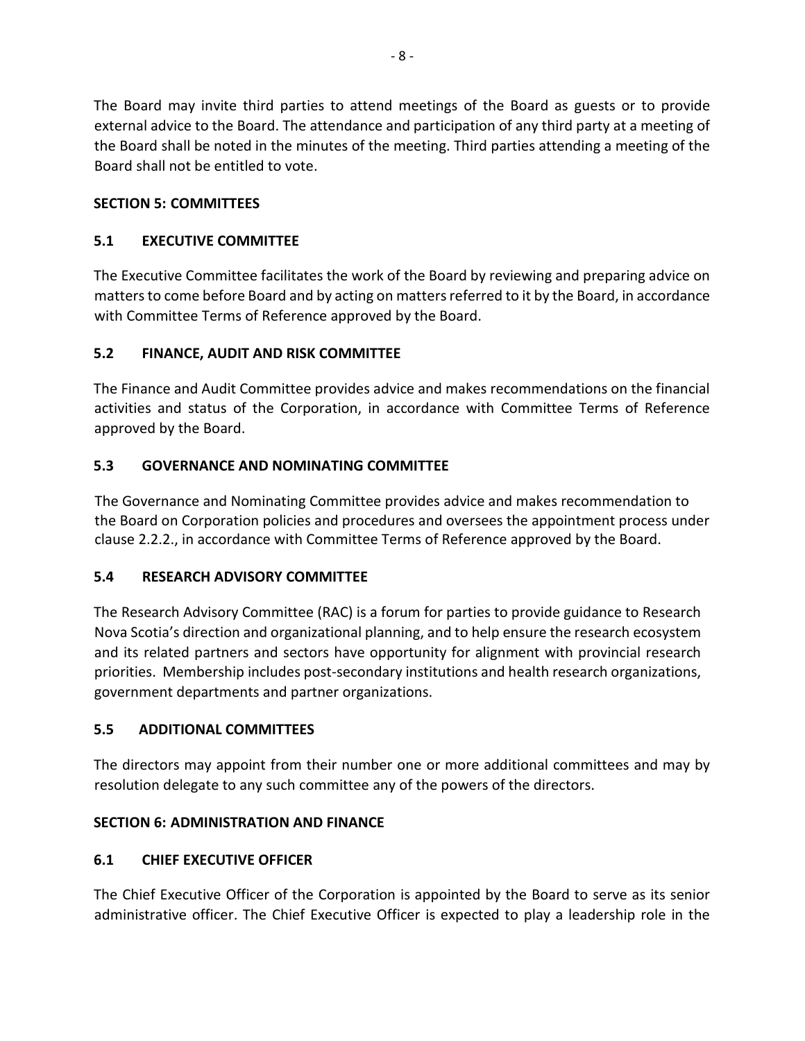The Board may invite third parties to attend meetings of the Board as guests or to provide external advice to the Board. The attendance and participation of any third party at a meeting of the Board shall be noted in the minutes of the meeting. Third parties attending a meeting of the Board shall not be entitled to vote.

## SECTION 5: COMMITTEES

### 5.1 EXECUTIVE COMMITTEE

The Executive Committee facilitates the work of the Board by reviewing and preparing advice on matters to come before Board and by acting on matters referred to it by the Board, in accordance with Committee Terms of Reference approved by the Board.

### 5.2 FINANCE, AUDIT AND RISK COMMITTEE

The Finance and Audit Committee provides advice and makes recommendations on the financial activities and status of the Corporation, in accordance with Committee Terms of Reference approved by the Board.

### 5.3 GOVERNANCE AND NOMINATING COMMITTEE

The Governance and Nominating Committee provides advice and makes recommendation to the Board on Corporation policies and procedures and oversees the appointment process under clause 2.2.2., in accordance with Committee Terms of Reference approved by the Board.

### 5.4 RESEARCH ADVISORY COMMITTEE

The Research Advisory Committee (RAC) is a forum for parties to provide guidance to Research Nova Scotia's direction and organizational planning, and to help ensure the research ecosystem and its related partners and sectors have opportunity for alignment with provincial research priorities. Membership includes post-secondary institutions and health research organizations, government departments and partner organizations.

### 5.5 ADDITIONAL COMMITTEES

The directors may appoint from their number one or more additional committees and may by resolution delegate to any such committee any of the powers of the directors.

## SECTION 6: ADMINISTRATION AND FINANCE

### 6.1 CHIEF EXECUTIVE OFFICER

The Chief Executive Officer of the Corporation is appointed by the Board to serve as its senior administrative officer. The Chief Executive Officer is expected to play a leadership role in the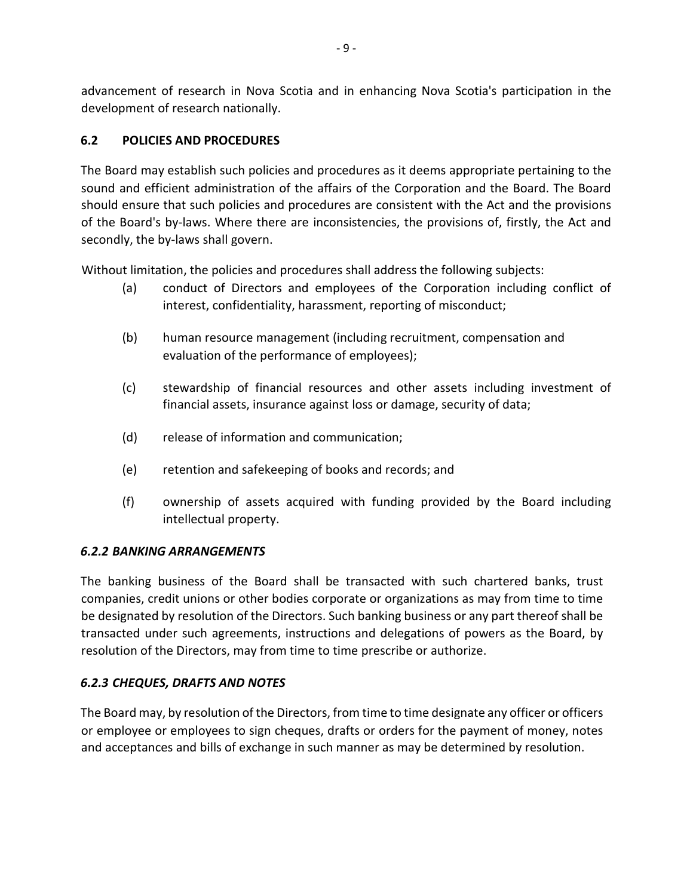advancement of research in Nova Scotia and in enhancing Nova Scotia's participation in the development of research nationally.

### 6.2 POLICIES AND PROCEDURES

The Board may establish such policies and procedures as it deems appropriate pertaining to the sound and efficient administration of the affairs of the Corporation and the Board. The Board should ensure that such policies and procedures are consistent with the Act and the provisions of the Board's by-laws. Where there are inconsistencies, the provisions of, firstly, the Act and secondly, the by-laws shall govern.

Without limitation, the policies and procedures shall address the following subjects:

(a) conduct of Directors and employees of the Corporation including conflict of interest, confidentiality, harassment, reporting of misconduct;

(b) human resource management (including recruitment, compensation and evaluation of the performance of employees);

(c) stewardship of financial resources and other assets including investment of financial assets, insurance against loss or damage, security of data;

(d) release of information and communication;

(e) retention and safekeeping of books and records; and

(f) ownership of assets acquired with funding provided by the Board including intellectual property.

#### *6.2.2 BANKING ARRANGEMENTS*

The banking business of the Board shall be transacted with such chartered banks, trust companies, credit unions or other bodies corporate or organizations as may from time to time be designated by resolution of the Directors. Such banking business or any part thereof shall be transacted under such agreements, instructions and delegations of powers as the Board, by resolution of the Directors, may from time to time prescribe or authorize.

#### *6.2.3 CHEQUES, DRAFTS AND NOTES*

The Board may, by resolution of the Directors, from time to time designate any officer or officers or employee or employees to sign cheques, drafts or orders for the payment of money, notes and acceptances and bills of exchange in such manner as may be determined by resolution.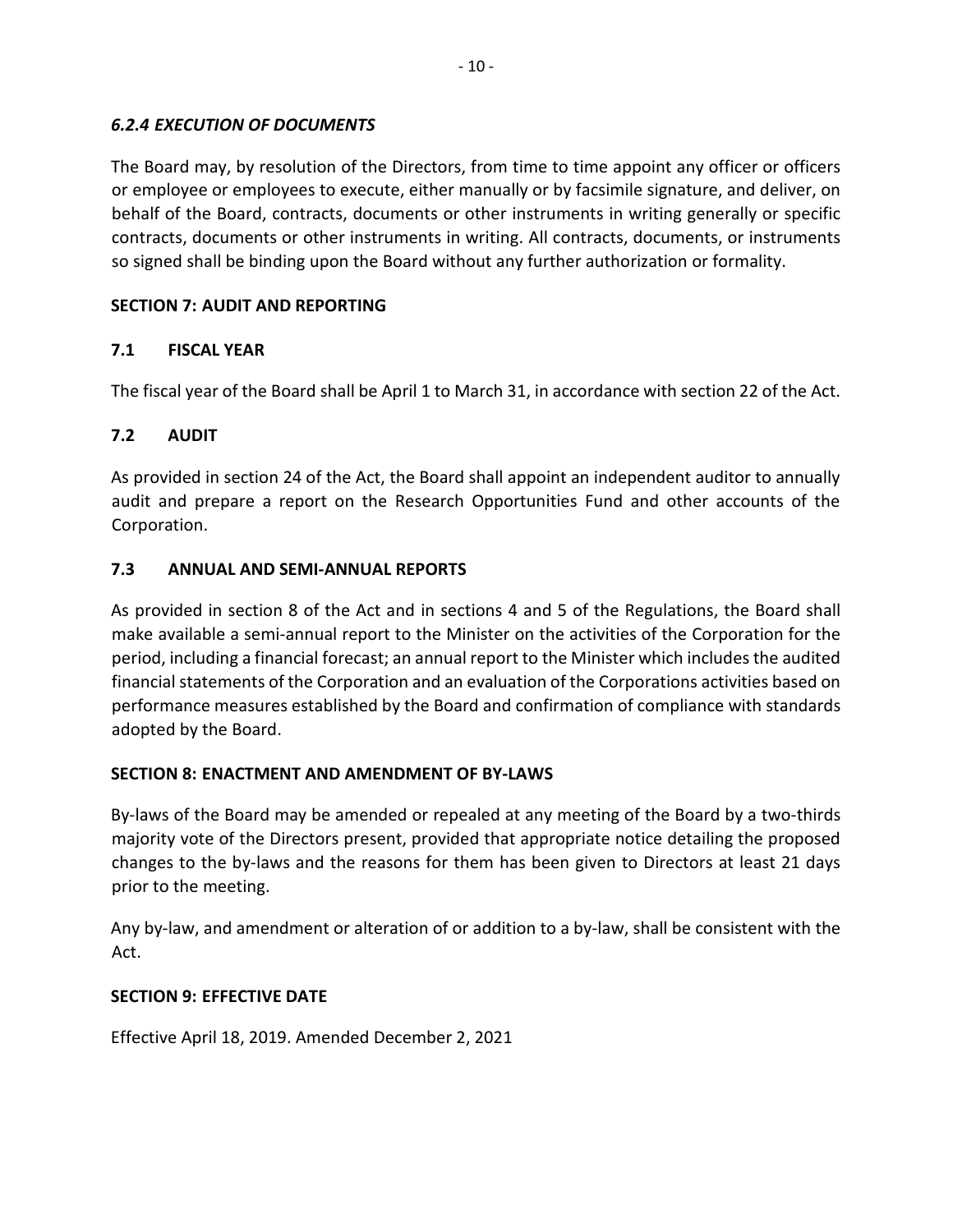#### *6.2.4 EXECUTION OF DOCUMENTS*

The Board may, by resolution of the Directors, from time to time appoint any officer or officers or employee or employees to execute, either manually or by facsimile signature, and deliver, on behalf of the Board, contracts, documents or other instruments in writing generally or specific contracts, documents or other instruments in writing. All contracts, documents, or instruments so signed shall be binding upon the Board without any further authorization or formality.

## SECTION 7: AUDIT AND REPORTING

### 7.1 FISCAL YEAR

The fiscal year of the Board shall be April 1 to March 31, in accordance with section 22 of the Act.

### 7.2 AUDIT

As provided in section 24 of the Act, the Board shall appoint an independent auditor to annually audit and prepare a report on the Research Opportunities Fund and other accounts of the Corporation.

### 7.3 ANNUAL AND SEMI-ANNUAL REPORTS

As provided in section 8 of the Act and in sections 4 and 5 of the Regulations, the Board shall make available a semi-annual report to the Minister on the activities of the Corporation for the period, including a financial forecast; an annual report to the Minister which includes the audited financial statements of the Corporation and an evaluation of the Corporations activities based on performance measures established by the Board and confirmation of compliance with standards adopted by the Board.

## SECTION 8: ENACTMENT AND AMENDMENT OF BY-LAWS

By-laws of the Board may be amended or repealed at any meeting of the Board by a two-thirds majority vote of the Directors present, provided that appropriate notice detailing the proposed changes to the by-laws and the reasons for them has been given to Directors at least 21 days prior to the meeting.

Any by-law, and amendment or alteration of or addition to a by-law, shall be consistent with the Act.

## SECTION 9: EFFECTIVE DATE

Effective April 18, 2019. Amended December 2, 2021